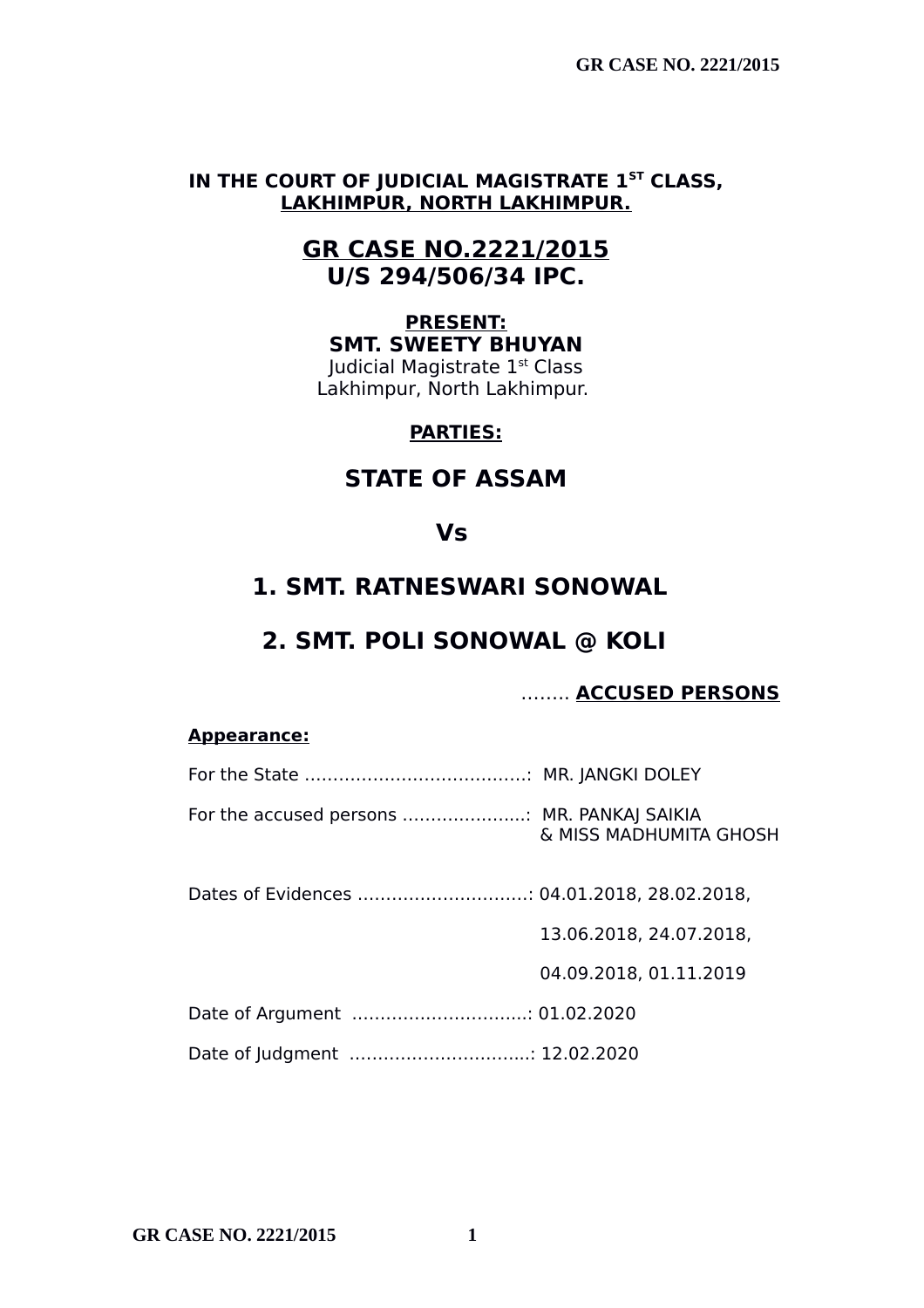**IN THE COURT OF JUDICIAL MAGISTRATE 1ST CLASS,**
**LAKHIMPUR, NORTH LAKHIMPUR.**

# GR CASE NO.2221/2015
## U/S 294/506/34 IPC.

**PRESENT:**
**SMT. SWEETY BHUYAN**
Judicial Magistrate 1st Class
Lakhimpur, North Lakhimpur.

**PARTIES:**

## STATE OF ASSAM

## Vs

## 1. SMT. RATNESWARI SONOWAL

## 2. SMT. POLI SONOWAL @ KOLI

…….. **ACCUSED PERSONS**

**Appearance:**

For the State …………………………………: MR. JANGKI DOLEY

For the accused persons …………………..: MR. PANKAJ SAIKIA
& MISS MADHUMITA GHOSH

Dates of Evidences …………………………: 04.01.2018, 28.02.2018,
13.06.2018, 24.07.2018,
04.09.2018, 01.11.2019

Date of Argument …………………………..: 01.02.2020

Date of Judgment …………………………...: 12.02.2020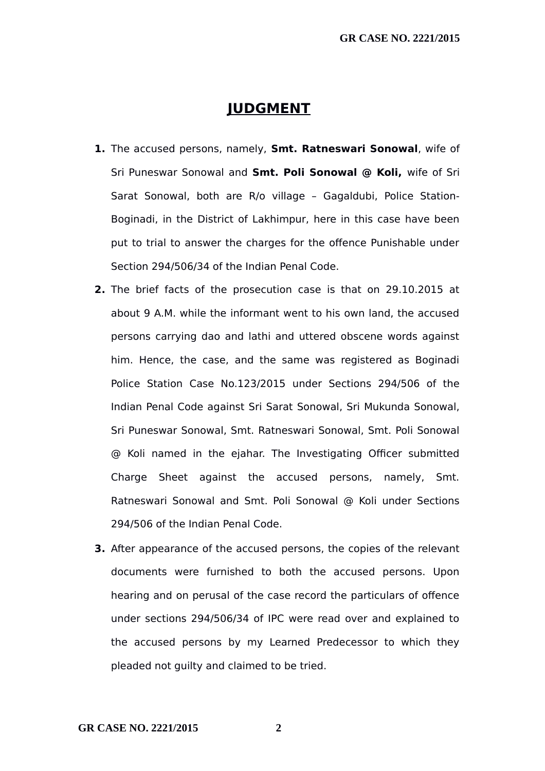# JUDGMENT

1. The accused persons, namely, **Smt. Ratneswari Sonowal**, wife of Sri Puneswar Sonowal and **Smt. Poli Sonowal @ Koli,** wife of Sri Sarat Sonowal, both are R/o village – Gagaldubi, Police Station-Boginadi, in the District of Lakhimpur, here in this case have been put to trial to answer the charges for the offence Punishable under Section 294/506/34 of the Indian Penal Code.

2. The brief facts of the prosecution case is that on 29.10.2015 at about 9 A.M. while the informant went to his own land, the accused persons carrying dao and lathi and uttered obscene words against him. Hence, the case, and the same was registered as Boginadi Police Station Case No.123/2015 under Sections 294/506 of the Indian Penal Code against Sri Sarat Sonowal, Sri Mukunda Sonowal, Sri Puneswar Sonowal, Smt. Ratneswari Sonowal, Smt. Poli Sonowal @ Koli named in the ejahar. The Investigating Officer submitted Charge Sheet against the accused persons, namely, Smt. Ratneswari Sonowal and Smt. Poli Sonowal @ Koli under Sections 294/506 of the Indian Penal Code.

3. After appearance of the accused persons, the copies of the relevant documents were furnished to both the accused persons. Upon hearing and on perusal of the case record the particulars of offence under sections 294/506/34 of IPC were read over and explained to the accused persons by my Learned Predecessor to which they pleaded not guilty and claimed to be tried.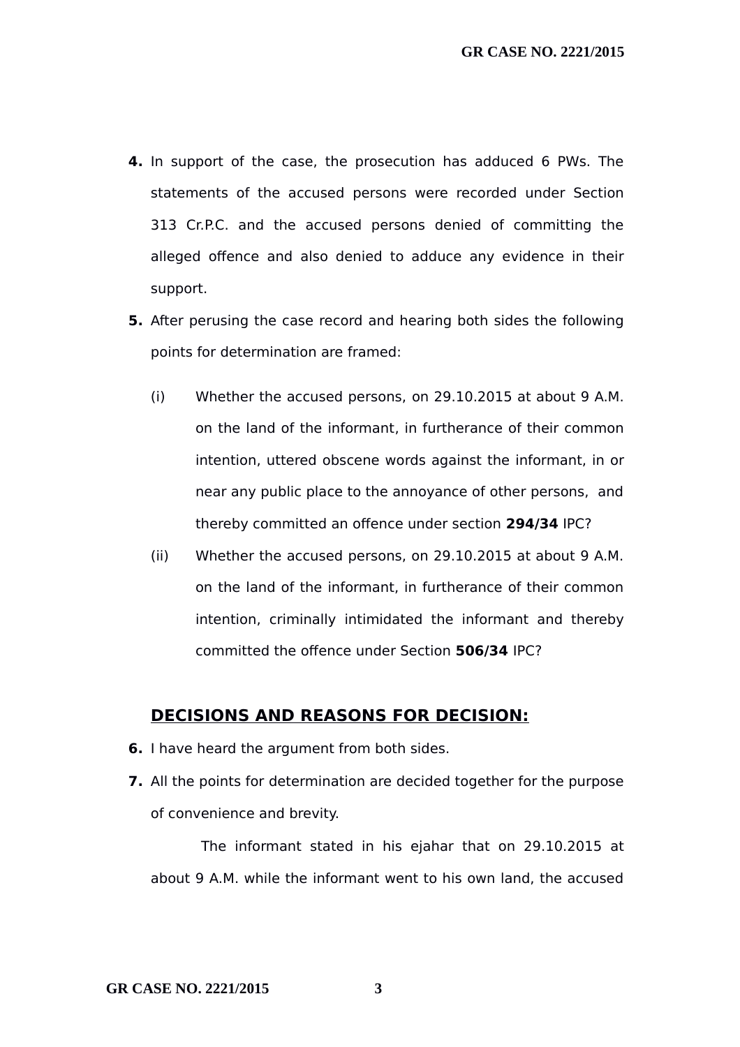**4.** In support of the case, the prosecution has adduced 6 PWs. The statements of the accused persons were recorded under Section 313 Cr.P.C. and the accused persons denied of committing the alleged offence and also denied to adduce any evidence in their support.

**5.** After perusing the case record and hearing both sides the following points for determination are framed:

(i) Whether the accused persons, on 29.10.2015 at about 9 A.M. on the land of the informant, in furtherance of their common intention, uttered obscene words against the informant, in or near any public place to the annoyance of other persons, and thereby committed an offence under section **294/34** IPC?

(ii) Whether the accused persons, on 29.10.2015 at about 9 A.M. on the land of the informant, in furtherance of their common intention, criminally intimidated the informant and thereby committed the offence under Section **506/34** IPC?

## DECISIONS AND REASONS FOR DECISION:

**6.** I have heard the argument from both sides.

**7.** All the points for determination are decided together for the purpose of convenience and brevity.

The informant stated in his ejahar that on 29.10.2015 at about 9 A.M. while the informant went to his own land, the accused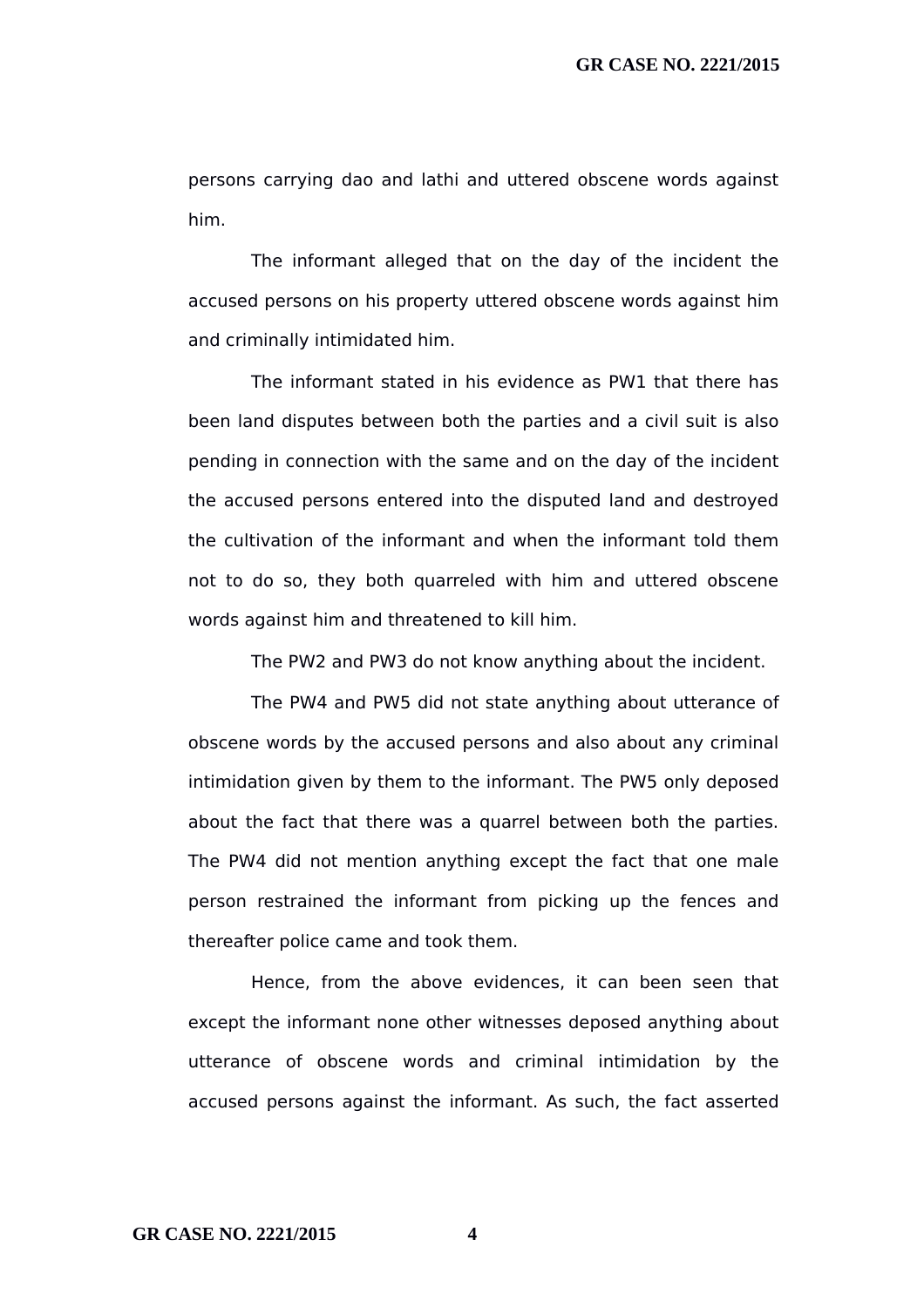persons carrying dao and lathi and uttered obscene words against him.

The informant alleged that on the day of the incident the accused persons on his property uttered obscene words against him and criminally intimidated him.

The informant stated in his evidence as PW1 that there has been land disputes between both the parties and a civil suit is also pending in connection with the same and on the day of the incident the accused persons entered into the disputed land and destroyed the cultivation of the informant and when the informant told them not to do so, they both quarreled with him and uttered obscene words against him and threatened to kill him.

The PW2 and PW3 do not know anything about the incident.

The PW4 and PW5 did not state anything about utterance of obscene words by the accused persons and also about any criminal intimidation given by them to the informant. The PW5 only deposed about the fact that there was a quarrel between both the parties. The PW4 did not mention anything except the fact that one male person restrained the informant from picking up the fences and thereafter police came and took them.

Hence, from the above evidences, it can been seen that except the informant none other witnesses deposed anything about utterance of obscene words and criminal intimidation by the accused persons against the informant. As such, the fact asserted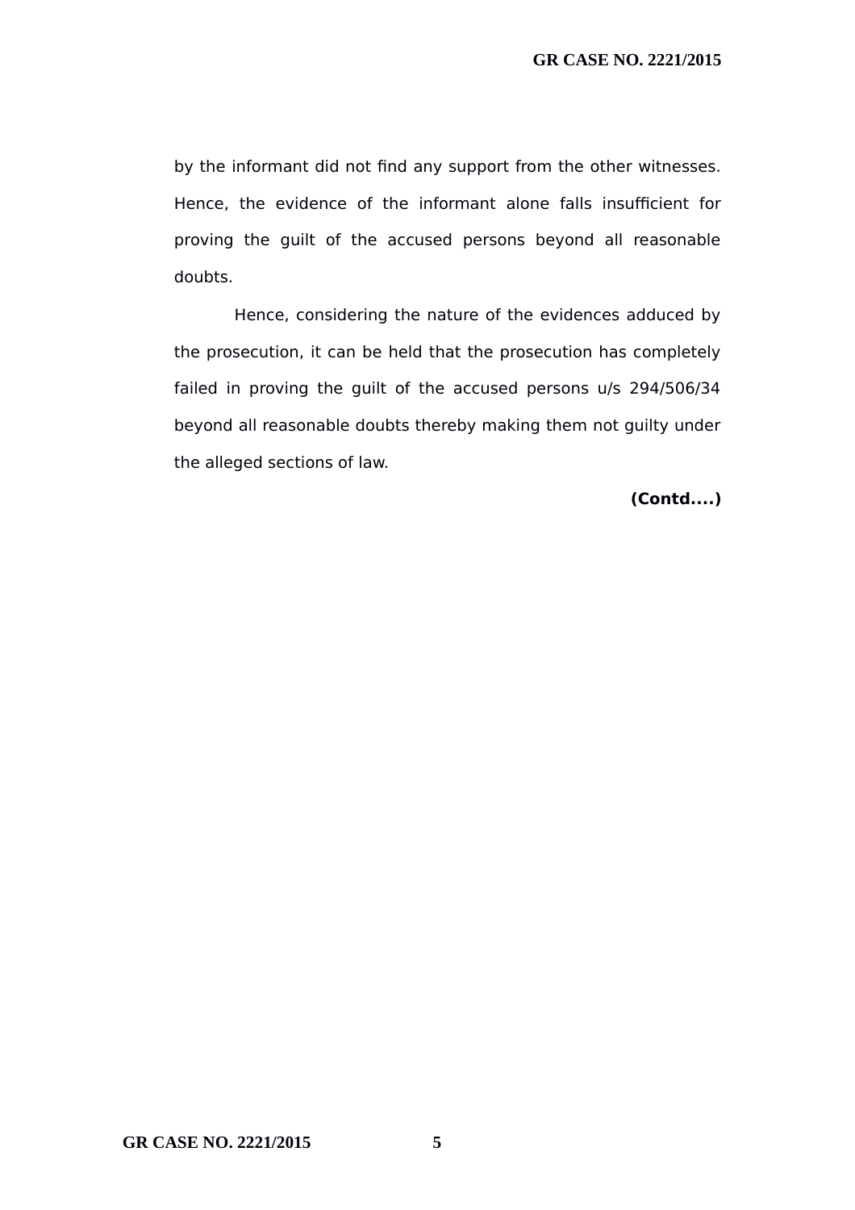by the informant did not find any support from the other witnesses. Hence, the evidence of the informant alone falls insufficient for proving the guilt of the accused persons beyond all reasonable doubts.

Hence, considering the nature of the evidences adduced by the prosecution, it can be held that the prosecution has completely failed in proving the guilt of the accused persons u/s 294/506/34 beyond all reasonable doubts thereby making them not guilty under the alleged sections of law.

**(Contd....)**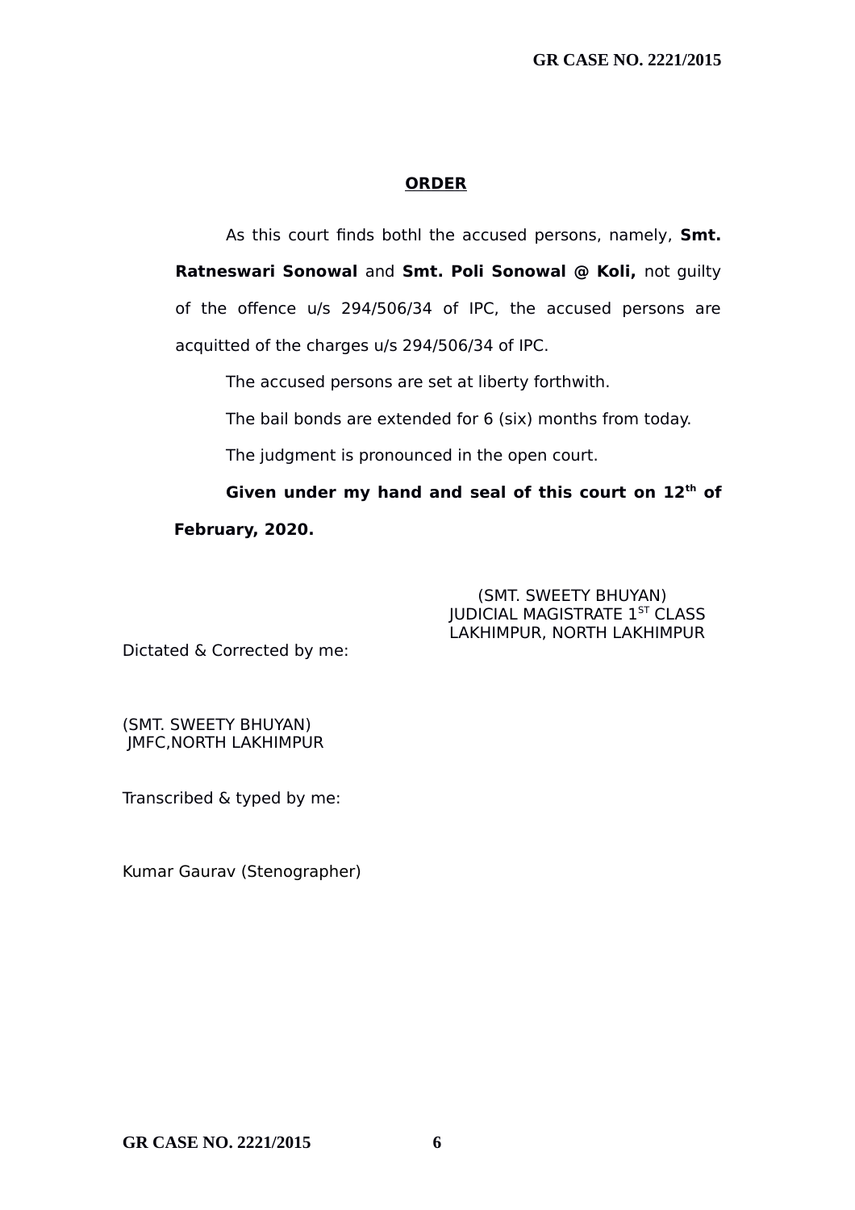**ORDER**

As this court finds bothl the accused persons, namely, **Smt. Ratneswari Sonowal** and **Smt. Poli Sonowal @ Koli,** not guilty of the offence u/s 294/506/34 of IPC, the accused persons are acquitted of the charges u/s 294/506/34 of IPC.

The accused persons are set at liberty forthwith.

The bail bonds are extended for 6 (six) months from today.

The judgment is pronounced in the open court.

**Given under my hand and seal of this court on 12th of February, 2020.**

(SMT. SWEETY BHUYAN)
JUDICIAL MAGISTRATE 1ST CLASS
LAKHIMPUR, NORTH LAKHIMPUR

Dictated & Corrected by me:

(SMT. SWEETY BHUYAN)
JMFC,NORTH LAKHIMPUR

Transcribed & typed by me:

Kumar Gaurav (Stenographer)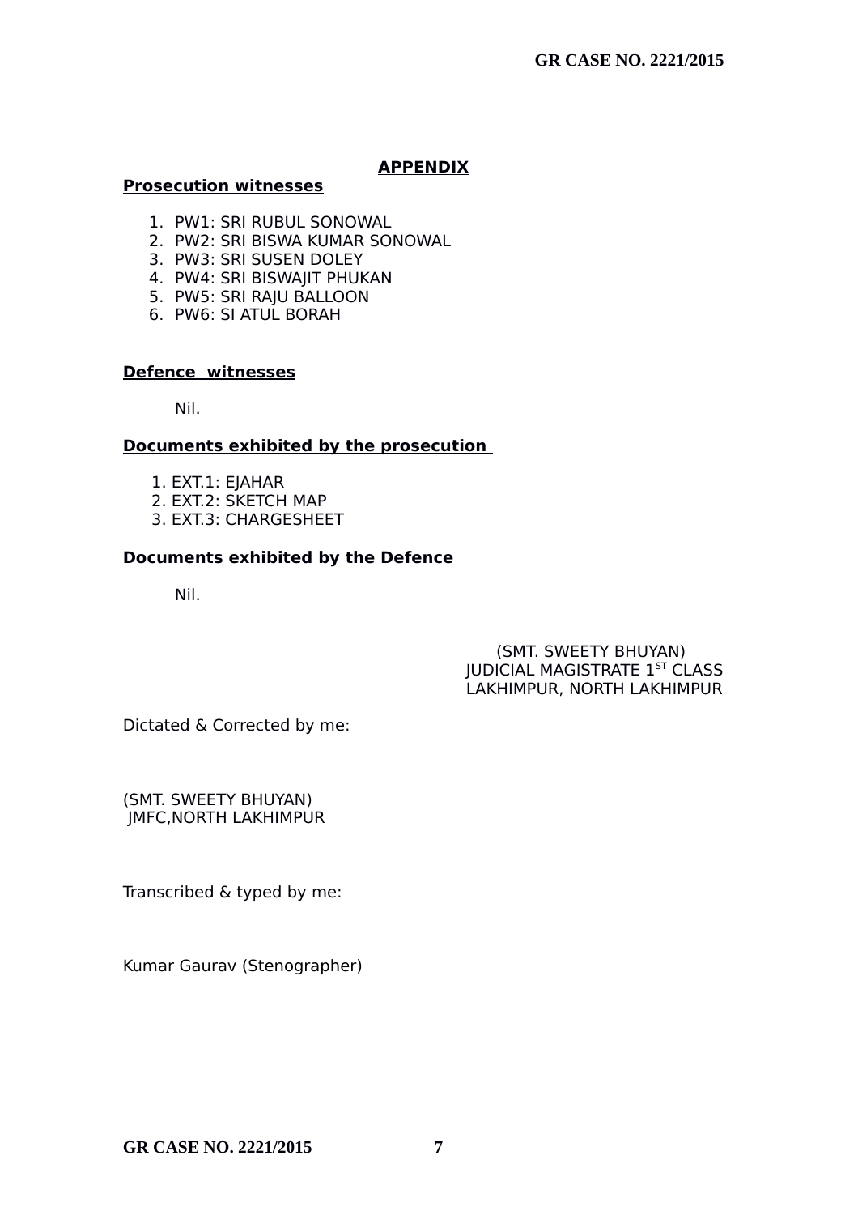## APPENDIX

**Prosecution witnesses**

1. PW1: SRI RUBUL SONOWAL
2. PW2: SRI BISWA KUMAR SONOWAL
3. PW3: SRI SUSEN DOLEY
4. PW4: SRI BISWAJIT PHUKAN
5. PW5: SRI RAJU BALLOON
6. PW6: SI ATUL BORAH

**Defence witnesses**

Nil.

**Documents exhibited by the prosecution**

1. EXT.1: EJAHAR
2. EXT.2: SKETCH MAP
3. EXT.3: CHARGESHEET

**Documents exhibited by the Defence**

Nil.

(SMT. SWEETY BHUYAN)
JUDICIAL MAGISTRATE 1ST CLASS
LAKHIMPUR, NORTH LAKHIMPUR

Dictated & Corrected by me:

(SMT. SWEETY BHUYAN)
JMFC,NORTH LAKHIMPUR

Transcribed & typed by me:

Kumar Gaurav (Stenographer)